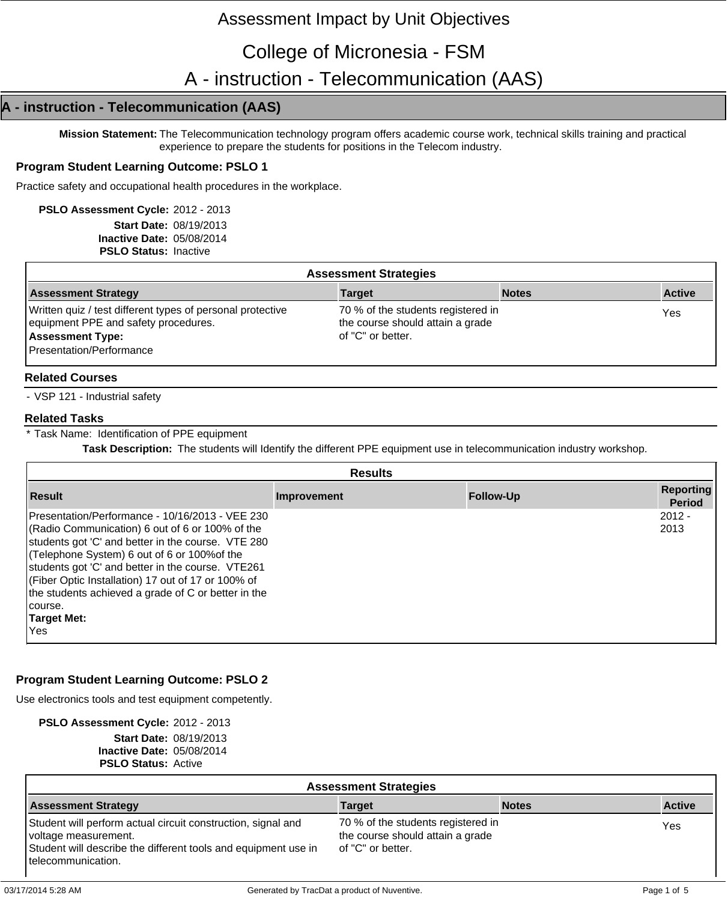# Assessment Impact by Unit Objectives

# College of Micronesia - FSM

# A - instruction - Telecommunication (AAS)

## A - instruction - Telecommunication (AAS)

**Mission Statement:** The Telecommunication technology program offers academic course work, technical skills training and practical experience to prepare the students for positions in the Telecom industry.

### Program Student Learning Outcome: PSLO 1

Practice safety and occupational health procedures in the workplace.

**PSLO Assessment Cycle:** 2012 - 2013
**Start Date:** 08/19/2013
**Inactive Date:** 05/08/2014
**PSLO Status:** Inactive

**Assessment Strategies**

| Assessment Strategy | Target | Notes | Active |
|---|---|---|---|
| Written quiz / test different types of personal protective equipment PPE and safety procedures. **Assessment Type:** Presentation/Performance | 70 % of the students registered in the course should attain a grade of "C" or better. | | Yes |

#### Related Courses

- VSP 121 - Industrial safety

#### Related Tasks

* Task Name: Identification of PPE equipment
  **Task Description:** The students will Identify the different PPE equipment use in telecommunication industry workshop.

**Results**

| Result | Improvement | Follow-Up | Reporting Period |
|---|---|---|---|
| Presentation/Performance - 10/16/2013 - VEE 230 (Radio Communication) 6 out of 6 or 100% of the students got 'C' and better in the course. VTE 280 (Telephone System) 6 out of 6 or 100%of the students got 'C' and better in the course. VTE261 (Fiber Optic Installation) 17 out of 17 or 100% of the students achieved a grade of C or better in the course. **Target Met:** Yes | | | 2012 - 2013 |

### Program Student Learning Outcome: PSLO 2

Use electronics tools and test equipment competently.

**PSLO Assessment Cycle:** 2012 - 2013
**Start Date:** 08/19/2013
**Inactive Date:** 05/08/2014
**PSLO Status:** Active

**Assessment Strategies**

| Assessment Strategy | Target | Notes | Active |
|---|---|---|---|
| Student will perform actual circuit construction, signal and voltage measurement. Student will describe the different tools and equipment use in telecommunication. | 70 % of the students registered in the course should attain a grade of "C" or better. | | Yes |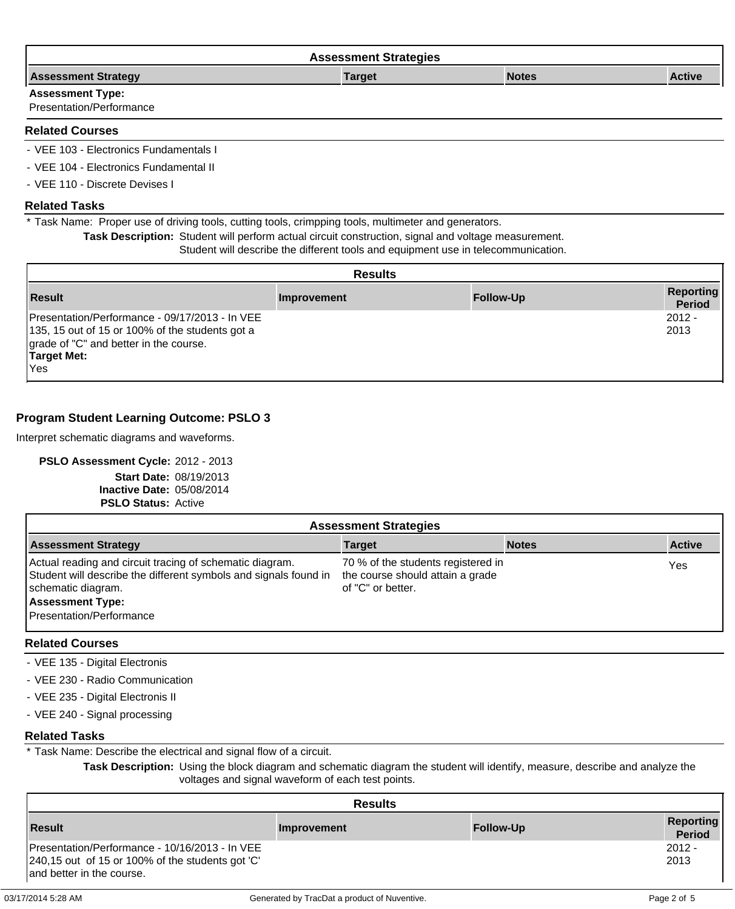| Assessment Strategies | | | |
|---|---|---|---|
| **Assessment Strategy** | **Target** | **Notes** | **Active** |
| **Assessment Type:** Presentation/Performance | | | |

### Related Courses

- VEE 103 - Electronics Fundamentals I
- VEE 104 - Electronics Fundamental II
- VEE 110 - Discrete Devises I

### Related Tasks

* Task Name: Proper use of driving tools, cutting tools, crimpping tools, multimeter and generators.

**Task Description:** Student will perform actual circuit construction, signal and voltage measurement. Student will describe the different tools and equipment use in telecommunication.

| Results | | | |
|---|---|---|---|
| **Result** | **Improvement** | **Follow-Up** | **Reporting Period** |
| Presentation/Performance - 09/17/2013 - In VEE 135, 15 out of 15 or 100% of the students got a grade of "C" and better in the course. **Target Met:** Yes | | | 2012 - 2013 |

## Program Student Learning Outcome: PSLO 3

Interpret schematic diagrams and waveforms.

**PSLO Assessment Cycle:** 2012 - 2013
**Start Date:** 08/19/2013
**Inactive Date:** 05/08/2014
**PSLO Status:** Active

| Assessment Strategies | | | |
|---|---|---|---|
| **Assessment Strategy** | **Target** | **Notes** | **Active** |
| Actual reading and circuit tracing of schematic diagram. Student will describe the different symbols and signals found in schematic diagram. **Assessment Type:** Presentation/Performance | 70 % of the students registered in the course should attain a grade of "C" or better. | | Yes |

### Related Courses

- VEE 135 - Digital Electronis
- VEE 230 - Radio Communication
- VEE 235 - Digital Electronis II
- VEE 240 - Signal processing

### Related Tasks

* Task Name: Describe the electrical and signal flow of a circuit.

**Task Description:** Using the block diagram and schematic diagram the student will identify, measure, describe and analyze the voltages and signal waveform of each test points.

| Results | | | |
|---|---|---|---|
| **Result** | **Improvement** | **Follow-Up** | **Reporting Period** |
| Presentation/Performance - 10/16/2013 - In VEE 240,15 out of 15 or 100% of the students got 'C' and better in the course. | | | 2012 - 2013 |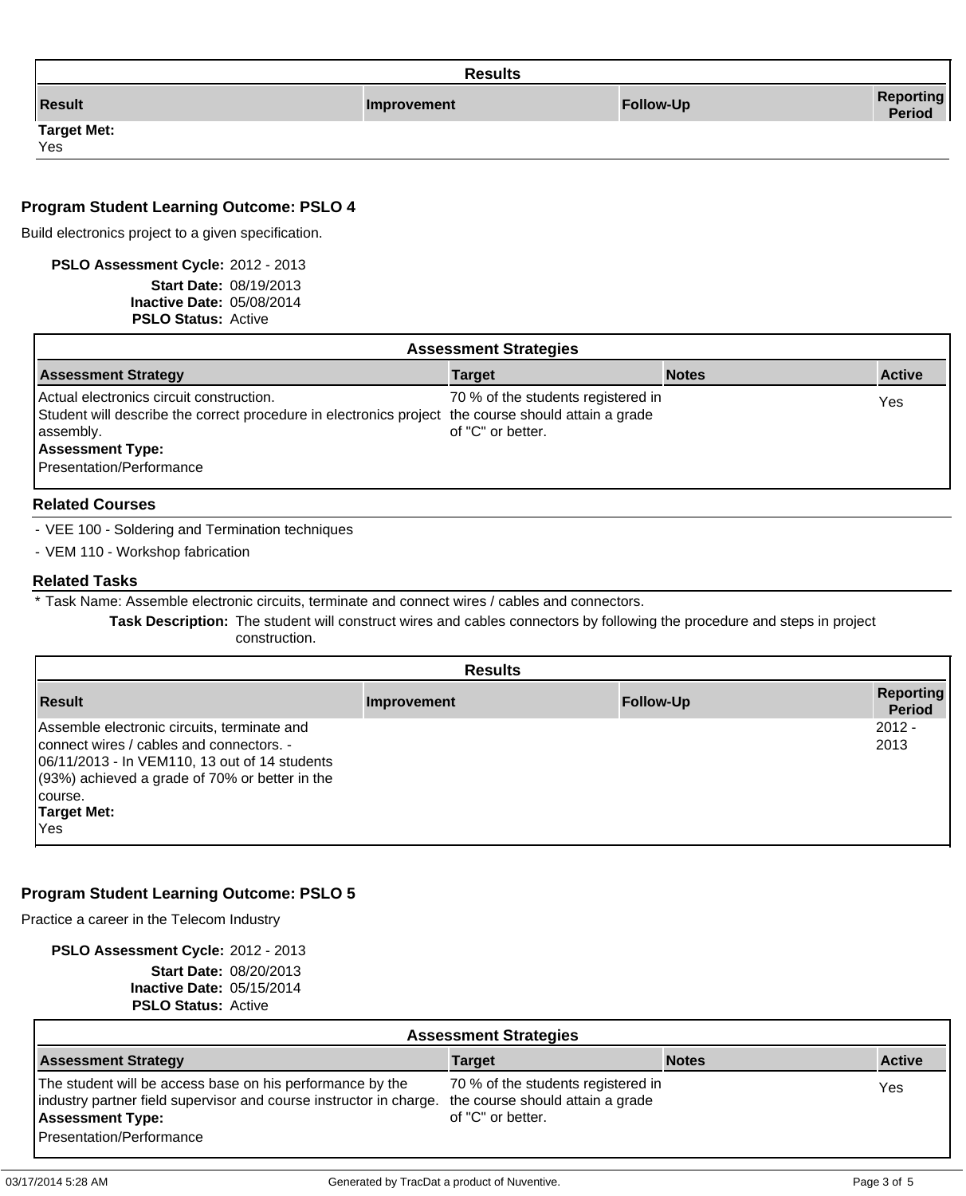| Results | | | |
|---|---|---|---|
| **Result** | **Improvement** | **Follow-Up** | **Reporting Period** |
| **Target Met:** Yes | | | |

## Program Student Learning Outcome: PSLO 4

Build electronics project to a given specification.

**PSLO Assessment Cycle:** 2012 - 2013
**Start Date:** 08/19/2013
**Inactive Date:** 05/08/2014
**PSLO Status:** Active

| Assessment Strategies | | | |
|---|---|---|---|
| **Assessment Strategy** | **Target** | **Notes** | **Active** |
| Actual electronics circuit construction. Student will describe the correct procedure in electronics project assembly. **Assessment Type:** Presentation/Performance | 70 % of the students registered in the course should attain a grade of "C" or better. | | Yes |

### Related Courses

- VEE 100 - Soldering and Termination techniques
- VEM 110 - Workshop fabrication

### Related Tasks

* Task Name: Assemble electronic circuits, terminate and connect wires / cables and connectors.

**Task Description:** The student will construct wires and cables connectors by following the procedure and steps in project construction.

| Results | | | |
|---|---|---|---|
| **Result** | **Improvement** | **Follow-Up** | **Reporting Period** |
| Assemble electronic circuits, terminate and connect wires / cables and connectors. - 06/11/2013 - In VEM110, 13 out of 14 students (93%) achieved a grade of 70% or better in the course. **Target Met:** Yes | | | 2012 - 2013 |

## Program Student Learning Outcome: PSLO 5

Practice a career in the Telecom Industry

**PSLO Assessment Cycle:** 2012 - 2013
**Start Date:** 08/20/2013
**Inactive Date:** 05/15/2014
**PSLO Status:** Active

| Assessment Strategies | | | |
|---|---|---|---|
| **Assessment Strategy** | **Target** | **Notes** | **Active** |
| The student will be access base on his performance by the industry partner field supervisor and course instructor in charge. **Assessment Type:** Presentation/Performance | 70 % of the students registered in the course should attain a grade of "C" or better. | | Yes |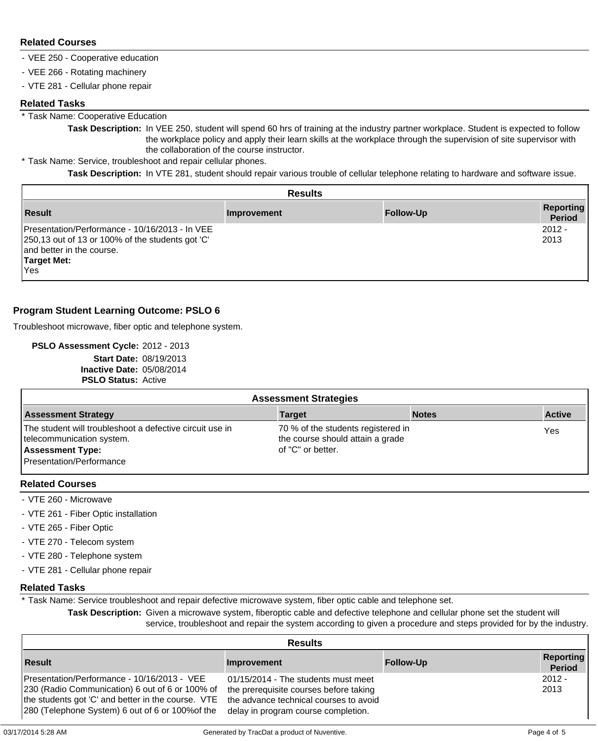### Related Courses

- VEE 250 - Cooperative education
- VEE 266 - Rotating machinery
- VTE 281 - Cellular phone repair

### Related Tasks

* Task Name: Cooperative Education
  **Task Description:** In VEE 250, student will spend 60 hrs of training at the industry partner workplace. Student is expected to follow the workplace policy and apply their learn skills at the workplace through the supervision of site supervisor with the collaboration of the course instructor.
* Task Name: Service, troubleshoot and repair cellular phones.
  **Task Description:** In VTE 281, student should repair various trouble of cellular telephone relating to hardware and software issue.

**Results**

| Result | Improvement | Follow-Up | Reporting Period |
|---|---|---|---|
| Presentation/Performance - 10/16/2013 - In VEE 250,13 out of 13 or 100% of the students got 'C' and better in the course. **Target Met:** Yes | | | 2012 - 2013 |

## Program Student Learning Outcome: PSLO 6

Troubleshoot microwave, fiber optic and telephone system.

**PSLO Assessment Cycle:** 2012 - 2013
**Start Date:** 08/19/2013
**Inactive Date:** 05/08/2014
**PSLO Status:** Active

**Assessment Strategies**

| Assessment Strategy | Target | Notes | Active |
|---|---|---|---|
| The student will troubleshoot a defective circuit use in telecommunication system. **Assessment Type:** Presentation/Performance | 70 % of the students registered in the course should attain a grade of "C" or better. | | Yes |

### Related Courses

- VTE 260 - Microwave
- VTE 261 - Fiber Optic installation
- VTE 265 - Fiber Optic
- VTE 270 - Telecom system
- VTE 280 - Telephone system
- VTE 281 - Cellular phone repair

### Related Tasks

* Task Name: Service troubleshoot and repair defective microwave system, fiber optic cable and telephone set.
  **Task Description:** Given a microwave system, fiberoptic cable and defective telephone and cellular phone set the student will service, troubleshoot and repair the system according to given a procedure and steps provided for by the industry.

**Results**

| Result | Improvement | Follow-Up | Reporting Period |
|---|---|---|---|
| Presentation/Performance - 10/16/2013 - VEE 230 (Radio Communication) 6 out of 6 or 100% of the students got 'C' and better in the course. VTE 280 (Telephone System) 6 out of 6 or 100%of the | 01/15/2014 - The students must meet the prerequisite courses before taking the advance technical courses to avoid delay in program course completion. | | 2012 - 2013 |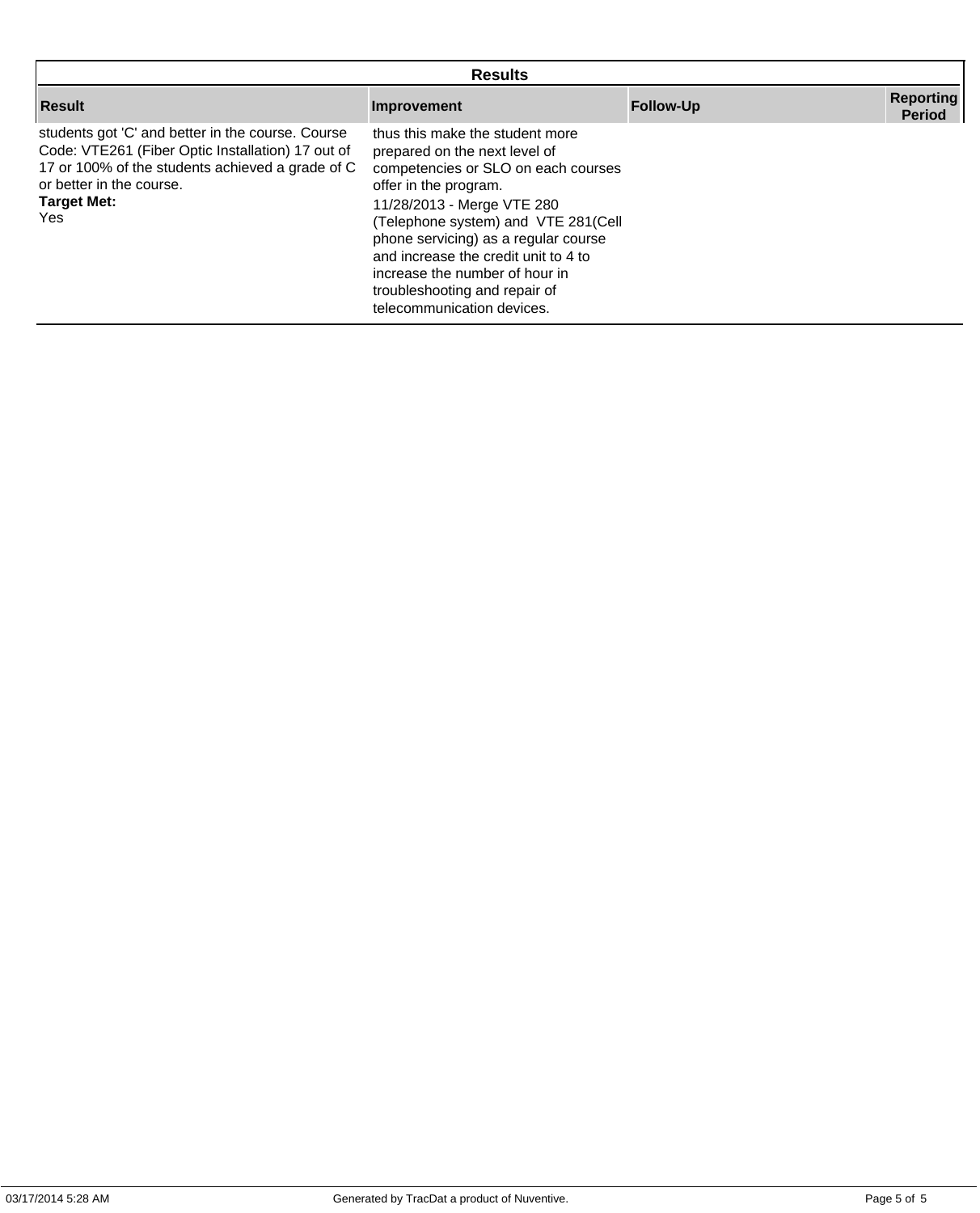| Results | | | |
|---|---|---|---|
| **Result** | **Improvement** | **Follow-Up** | **Reporting Period** |
| students got 'C' and better in the course. Course Code: VTE261 (Fiber Optic Installation) 17 out of 17 or 100% of the students achieved a grade of C or better in the course.<br>**Target Met:**<br>Yes | thus this make the student more prepared on the next level of competencies or SLO on each courses offer in the program.<br>11/28/2013 - Merge VTE 280 (Telephone system) and VTE 281(Cell phone servicing) as a regular course and increase the credit unit to 4 to increase the number of hour in troubleshooting and repair of telecommunication devices. | | |